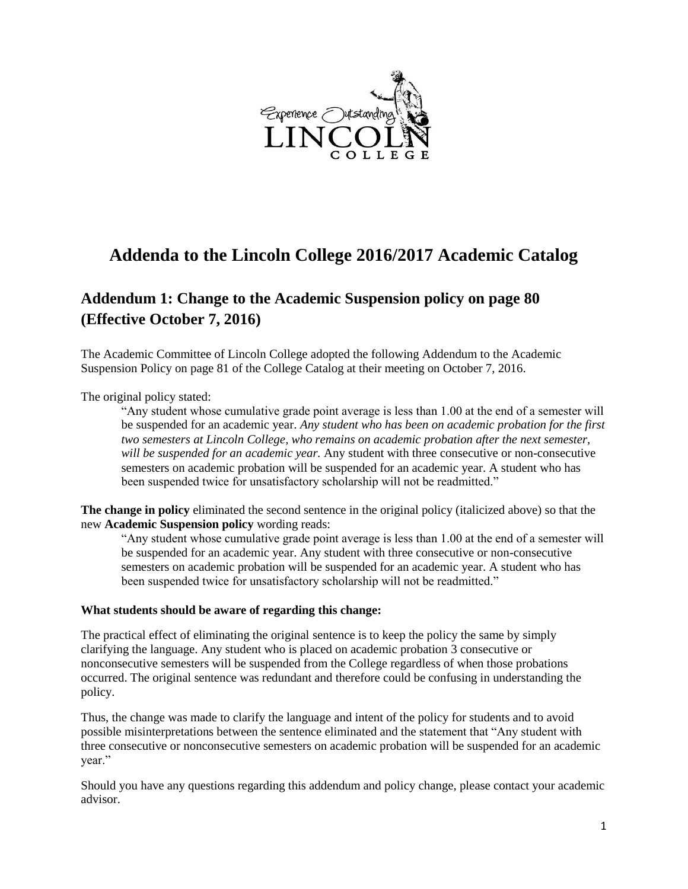# Addenda to the Lincoln College 2016/2017 Academic Catalog

## Addendum 1: Change to the Academic Suspension policy on page 80 (Effective October 7, 2016)

The Academic Committee of Lincoln College adopted the following Addendum to the Academic Suspension Policy on page 81 of the College Catalog at their meeting on October 7, 2016.

The original policy stated:

> "Any student whose cumulative grade point average is less than 1.00 at the end of a semester will be suspended for an academic year. *Any student who has been on academic probation for the first two semesters at Lincoln College, who remains on academic probation after the next semester, will be suspended for an academic year.* Any student with three consecutive or non-consecutive semesters on academic probation will be suspended for an academic year. A student who has been suspended twice for unsatisfactory scholarship will not be readmitted."

**The change in policy** eliminated the second sentence in the original policy (italicized above) so that the new **Academic Suspension policy** wording reads:

> "Any student whose cumulative grade point average is less than 1.00 at the end of a semester will be suspended for an academic year. Any student with three consecutive or non-consecutive semesters on academic probation will be suspended for an academic year. A student who has been suspended twice for unsatisfactory scholarship will not be readmitted."

**What students should be aware of regarding this change:**

The practical effect of eliminating the original sentence is to keep the policy the same by simply clarifying the language. Any student who is placed on academic probation 3 consecutive or nonconsecutive semesters will be suspended from the College regardless of when those probations occurred. The original sentence was redundant and therefore could be confusing in understanding the policy.

Thus, the change was made to clarify the language and intent of the policy for students and to avoid possible misinterpretations between the sentence eliminated and the statement that "Any student with three consecutive or nonconsecutive semesters on academic probation will be suspended for an academic year."

Should you have any questions regarding this addendum and policy change, please contact your academic advisor.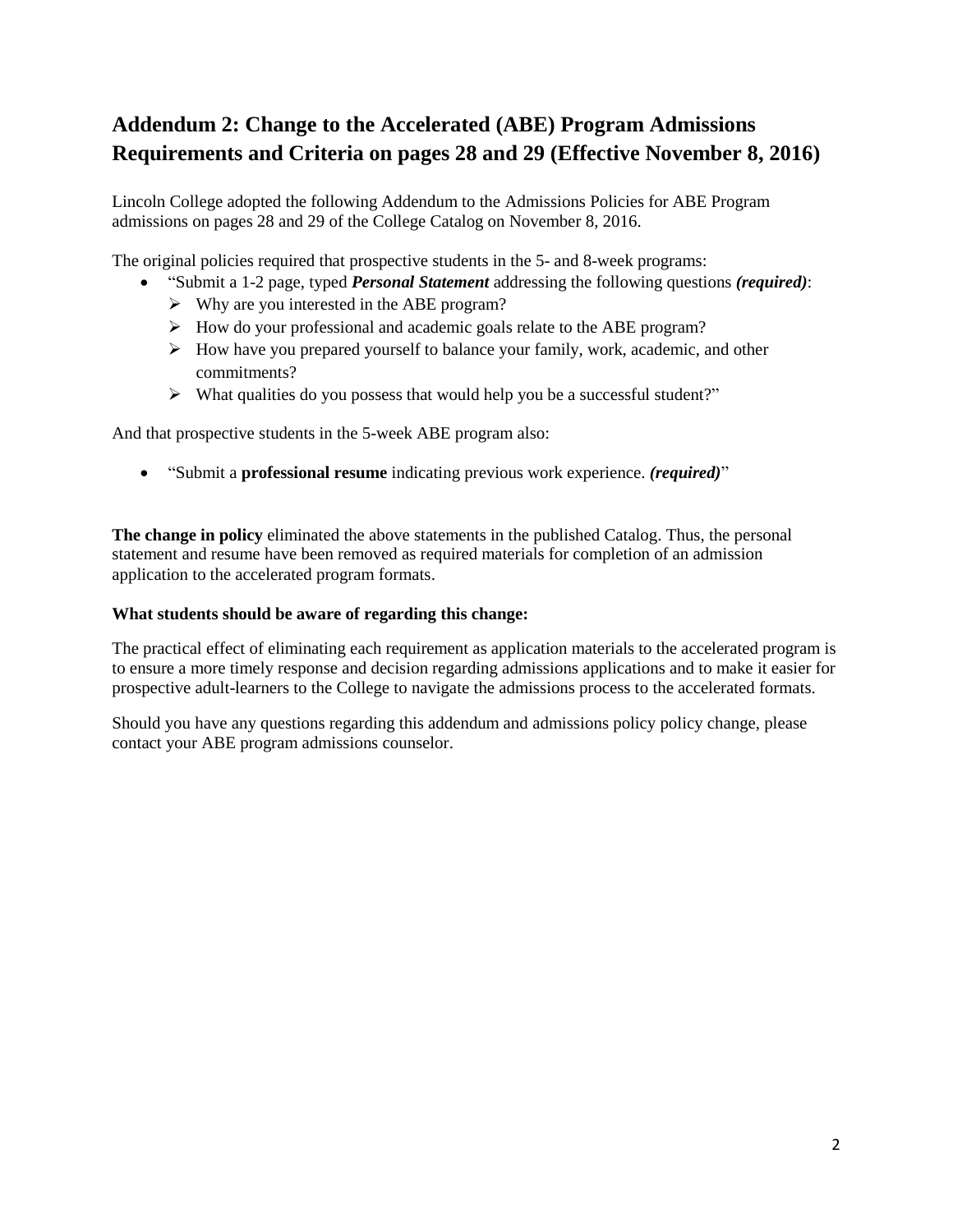## Addendum 2: Change to the Accelerated (ABE) Program Admissions Requirements and Criteria on pages 28 and 29 (Effective November 8, 2016)

Lincoln College adopted the following Addendum to the Admissions Policies for ABE Program admissions on pages 28 and 29 of the College Catalog on November 8, 2016.

The original policies required that prospective students in the 5- and 8-week programs:

- "Submit a 1-2 page, typed ***Personal Statement*** addressing the following questions ***(required)***:
  - Why are you interested in the ABE program?
  - How do your professional and academic goals relate to the ABE program?
  - How have you prepared yourself to balance your family, work, academic, and other commitments?
  - What qualities do you possess that would help you be a successful student?"

And that prospective students in the 5-week ABE program also:

- "Submit a **professional resume** indicating previous work experience. ***(required)***"

**The change in policy** eliminated the above statements in the published Catalog. Thus, the personal statement and resume have been removed as required materials for completion of an admission application to the accelerated program formats.

**What students should be aware of regarding this change:**

The practical effect of eliminating each requirement as application materials to the accelerated program is to ensure a more timely response and decision regarding admissions applications and to make it easier for prospective adult-learners to the College to navigate the admissions process to the accelerated formats.

Should you have any questions regarding this addendum and admissions policy policy change, please contact your ABE program admissions counselor.